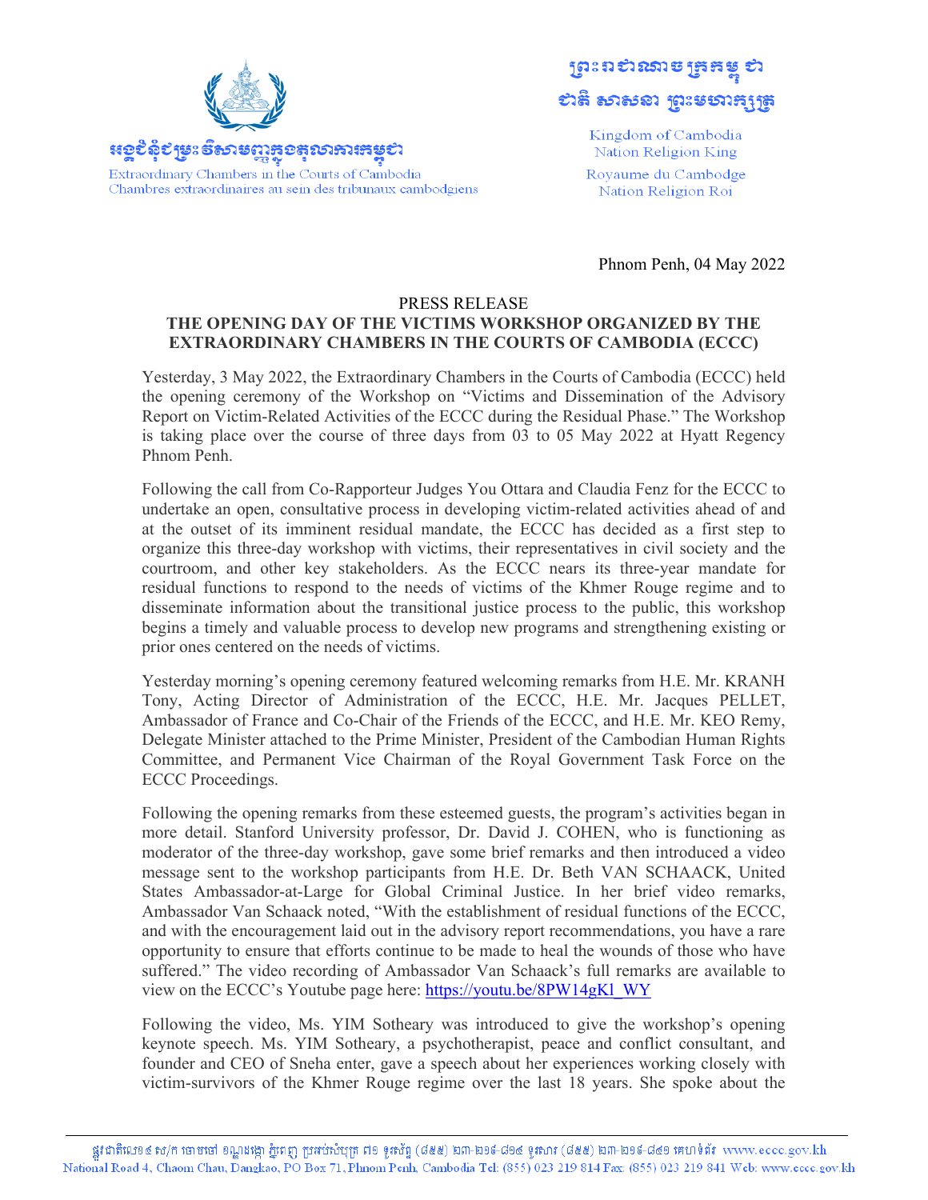អង្គជំនុំជម្រះវិសាមញ្ញក្នុងតុលាការកម្ពុជា
Extraordinary Chambers in the Courts of Cambodia
Chambres extraordinaires au sein des tribunaux cambodgiens

ព្រះរាជាណាចក្រកម្ពុជា
ជាតិ សាសនា ព្រះមហាក្សត្រ

Kingdom of Cambodia
Nation Religion King
Royaume du Cambodge
Nation Religion Roi

Phnom Penh, 04 May 2022

PRESS RELEASE

# THE OPENING DAY OF THE VICTIMS WORKSHOP ORGANIZED BY THE EXTRAORDINARY CHAMBERS IN THE COURTS OF CAMBODIA (ECCC)

Yesterday, 3 May 2022, the Extraordinary Chambers in the Courts of Cambodia (ECCC) held the opening ceremony of the Workshop on "Victims and Dissemination of the Advisory Report on Victim-Related Activities of the ECCC during the Residual Phase." The Workshop is taking place over the course of three days from 03 to 05 May 2022 at Hyatt Regency Phnom Penh.

Following the call from Co-Rapporteur Judges You Ottara and Claudia Fenz for the ECCC to undertake an open, consultative process in developing victim-related activities ahead of and at the outset of its imminent residual mandate, the ECCC has decided as a first step to organize this three-day workshop with victims, their representatives in civil society and the courtroom, and other key stakeholders. As the ECCC nears its three-year mandate for residual functions to respond to the needs of victims of the Khmer Rouge regime and to disseminate information about the transitional justice process to the public, this workshop begins a timely and valuable process to develop new programs and strengthening existing or prior ones centered on the needs of victims.

Yesterday morning's opening ceremony featured welcoming remarks from H.E. Mr. KRANH Tony, Acting Director of Administration of the ECCC, H.E. Mr. Jacques PELLET, Ambassador of France and Co-Chair of the Friends of the ECCC, and H.E. Mr. KEO Remy, Delegate Minister attached to the Prime Minister, President of the Cambodian Human Rights Committee, and Permanent Vice Chairman of the Royal Government Task Force on the ECCC Proceedings.

Following the opening remarks from these esteemed guests, the program's activities began in more detail. Stanford University professor, Dr. David J. COHEN, who is functioning as moderator of the three-day workshop, gave some brief remarks and then introduced a video message sent to the workshop participants from H.E. Dr. Beth VAN SCHAACK, United States Ambassador-at-Large for Global Criminal Justice. In her brief video remarks, Ambassador Van Schaack noted, "With the establishment of residual functions of the ECCC, and with the encouragement laid out in the advisory report recommendations, you have a rare opportunity to ensure that efforts continue to be made to heal the wounds of those who have suffered." The video recording of Ambassador Van Schaack's full remarks are available to view on the ECCC's Youtube page here: https://youtu.be/8PW14gKl_WY

Following the video, Ms. YIM Sotheary was introduced to give the workshop's opening keynote speech. Ms. YIM Sotheary, a psychotherapist, peace and conflict consultant, and founder and CEO of Sneha enter, gave a speech about her experiences working closely with victim-survivors of the Khmer Rouge regime over the last 18 years. She spoke about the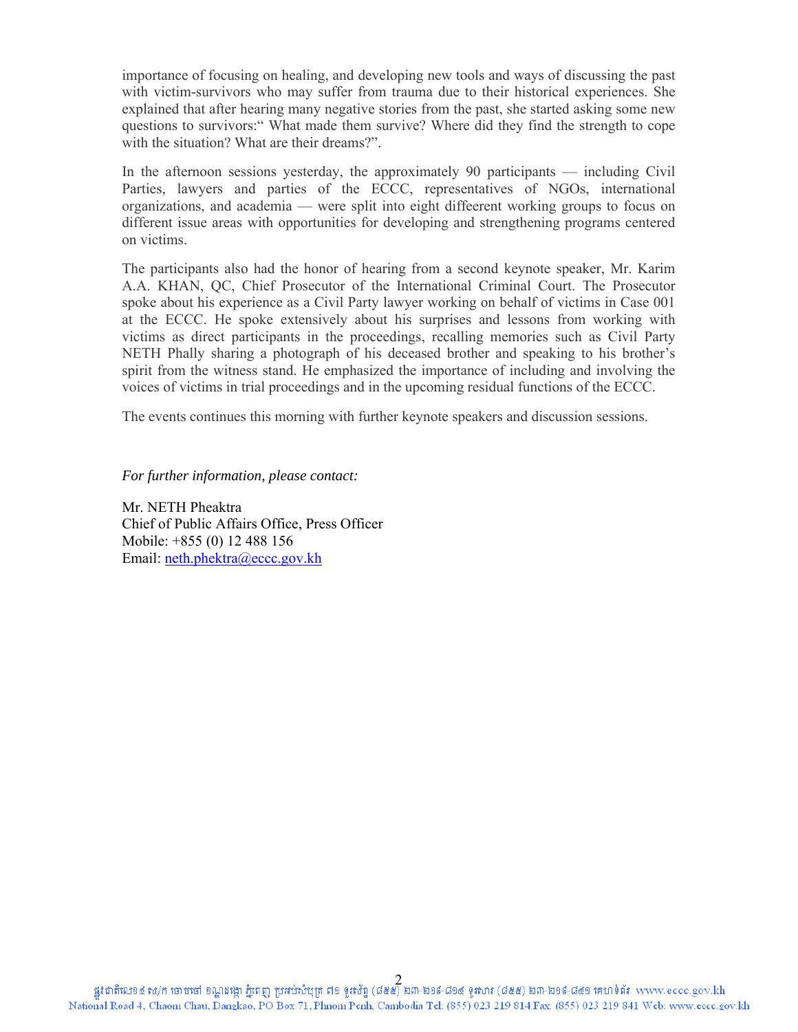importance of focusing on healing, and developing new tools and ways of discussing the past with victim-survivors who may suffer from trauma due to their historical experiences. She explained that after hearing many negative stories from the past, she started asking some new questions to survivors:" What made them survive? Where did they find the strength to cope with the situation? What are their dreams?".

In the afternoon sessions yesterday, the approximately 90 participants — including Civil Parties, lawyers and parties of the ECCC, representatives of NGOs, international organizations, and academia — were split into eight diffeerent working groups to focus on different issue areas with opportunities for developing and strengthening programs centered on victims.

The participants also had the honor of hearing from a second keynote speaker, Mr. Karim A.A. KHAN, QC, Chief Prosecutor of the International Criminal Court. The Prosecutor spoke about his experience as a Civil Party lawyer working on behalf of victims in Case 001 at the ECCC. He spoke extensively about his surprises and lessons from working with victims as direct participants in the proceedings, recalling memories such as Civil Party NETH Phally sharing a photograph of his deceased brother and speaking to his brother's spirit from the witness stand. He emphasized the importance of including and involving the voices of victims in trial proceedings and in the upcoming residual functions of the ECCC.

The events continues this morning with further keynote speakers and discussion sessions.

*For further information, please contact:*

Mr. NETH Pheaktra
Chief of Public Affairs Office, Press Officer
Mobile: +855 (0) 12 488 156
Email: neth.phektra@eccc.gov.kh